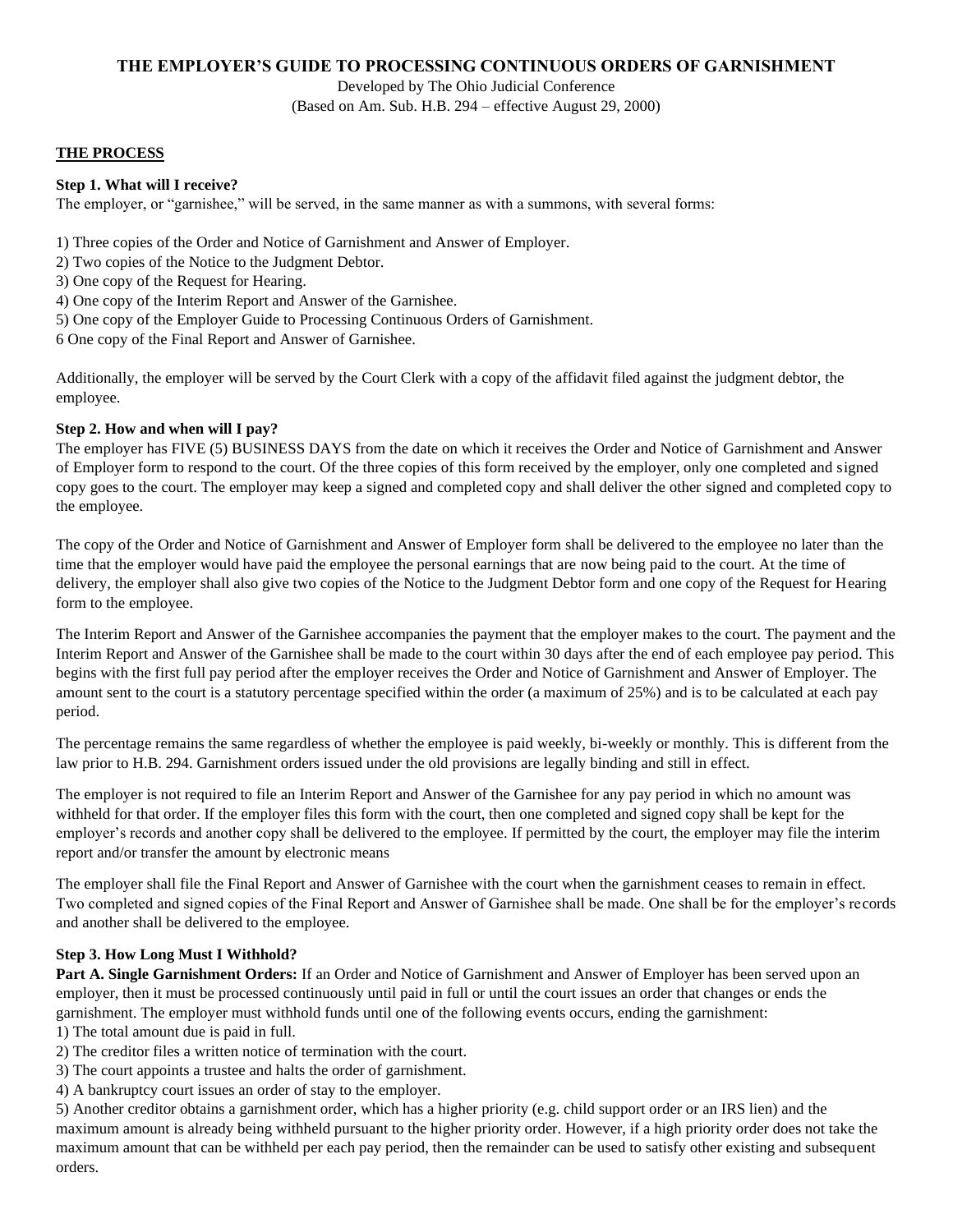# THE EMPLOYER'S GUIDE TO PROCESSING CONTINUOUS ORDERS OF GARNISHMENT

Developed by The Ohio Judicial Conference

(Based on Am. Sub. H.B. 294 – effective August 29, 2000)

## THE PROCESS

### Step 1. What will I receive?

The employer, or "garnishee," will be served, in the same manner as with a summons, with several forms:

1) Three copies of the Order and Notice of Garnishment and Answer of Employer.
2) Two copies of the Notice to the Judgment Debtor.
3) One copy of the Request for Hearing.
4) One copy of the Interim Report and Answer of the Garnishee.
5) One copy of the Employer Guide to Processing Continuous Orders of Garnishment.
6 One copy of the Final Report and Answer of Garnishee.

Additionally, the employer will be served by the Court Clerk with a copy of the affidavit filed against the judgment debtor, the employee.

### Step 2. How and when will I pay?

The employer has FIVE (5) BUSINESS DAYS from the date on which it receives the Order and Notice of Garnishment and Answer of Employer form to respond to the court. Of the three copies of this form received by the employer, only one completed and signed copy goes to the court. The employer may keep a signed and completed copy and shall deliver the other signed and completed copy to the employee.

The copy of the Order and Notice of Garnishment and Answer of Employer form shall be delivered to the employee no later than the time that the employer would have paid the employee the personal earnings that are now being paid to the court. At the time of delivery, the employer shall also give two copies of the Notice to the Judgment Debtor form and one copy of the Request for Hearing form to the employee.

The Interim Report and Answer of the Garnishee accompanies the payment that the employer makes to the court. The payment and the Interim Report and Answer of the Garnishee shall be made to the court within 30 days after the end of each employee pay period. This begins with the first full pay period after the employer receives the Order and Notice of Garnishment and Answer of Employer. The amount sent to the court is a statutory percentage specified within the order (a maximum of 25%) and is to be calculated at each pay period.

The percentage remains the same regardless of whether the employee is paid weekly, bi-weekly or monthly. This is different from the law prior to H.B. 294. Garnishment orders issued under the old provisions are legally binding and still in effect.

The employer is not required to file an Interim Report and Answer of the Garnishee for any pay period in which no amount was withheld for that order. If the employer files this form with the court, then one completed and signed copy shall be kept for the employer's records and another copy shall be delivered to the employee. If permitted by the court, the employer may file the interim report and/or transfer the amount by electronic means

The employer shall file the Final Report and Answer of Garnishee with the court when the garnishment ceases to remain in effect. Two completed and signed copies of the Final Report and Answer of Garnishee shall be made. One shall be for the employer's records and another shall be delivered to the employee.

### Step 3. How Long Must I Withhold?

**Part A. Single Garnishment Orders:** If an Order and Notice of Garnishment and Answer of Employer has been served upon an employer, then it must be processed continuously until paid in full or until the court issues an order that changes or ends the garnishment. The employer must withhold funds until one of the following events occurs, ending the garnishment:

1) The total amount due is paid in full.
2) The creditor files a written notice of termination with the court.
3) The court appoints a trustee and halts the order of garnishment.
4) A bankruptcy court issues an order of stay to the employer.
5) Another creditor obtains a garnishment order, which has a higher priority (e.g. child support order or an IRS lien) and the maximum amount is already being withheld pursuant to the higher priority order. However, if a high priority order does not take the maximum amount that can be withheld per each pay period, then the remainder can be used to satisfy other existing and subsequent orders.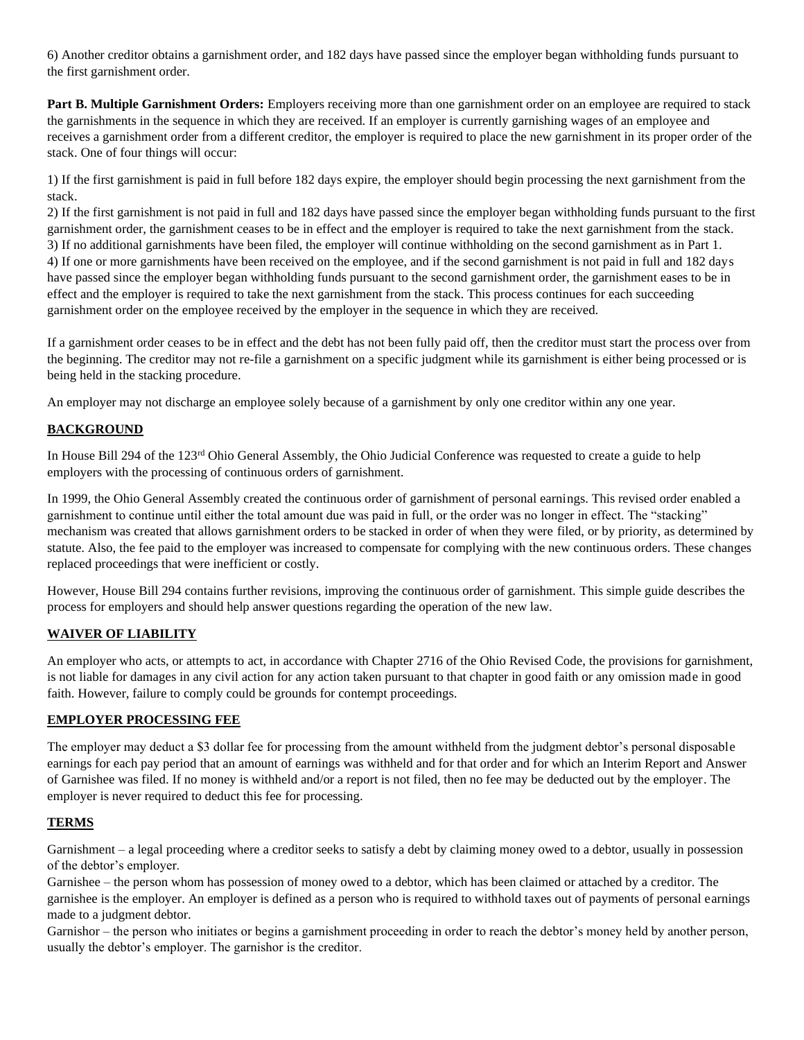6) Another creditor obtains a garnishment order, and 182 days have passed since the employer began withholding funds pursuant to the first garnishment order.

**Part B. Multiple Garnishment Orders:** Employers receiving more than one garnishment order on an employee are required to stack the garnishments in the sequence in which they are received. If an employer is currently garnishing wages of an employee and receives a garnishment order from a different creditor, the employer is required to place the new garnishment in its proper order of the stack. One of four things will occur:

1) If the first garnishment is paid in full before 182 days expire, the employer should begin processing the next garnishment from the stack.
2) If the first garnishment is not paid in full and 182 days have passed since the employer began withholding funds pursuant to the first garnishment order, the garnishment ceases to be in effect and the employer is required to take the next garnishment from the stack.
3) If no additional garnishments have been filed, the employer will continue withholding on the second garnishment as in Part 1.
4) If one or more garnishments have been received on the employee, and if the second garnishment is not paid in full and 182 days have passed since the employer began withholding funds pursuant to the second garnishment order, the garnishment eases to be in effect and the employer is required to take the next garnishment from the stack. This process continues for each succeeding garnishment order on the employee received by the employer in the sequence in which they are received.

If a garnishment order ceases to be in effect and the debt has not been fully paid off, then the creditor must start the process over from the beginning. The creditor may not re-file a garnishment on a specific judgment while its garnishment is either being processed or is being held in the stacking procedure.

An employer may not discharge an employee solely because of a garnishment by only one creditor within any one year.

## BACKGROUND

In House Bill 294 of the 123rd Ohio General Assembly, the Ohio Judicial Conference was requested to create a guide to help employers with the processing of continuous orders of garnishment.

In 1999, the Ohio General Assembly created the continuous order of garnishment of personal earnings. This revised order enabled a garnishment to continue until either the total amount due was paid in full, or the order was no longer in effect. The "stacking" mechanism was created that allows garnishment orders to be stacked in order of when they were filed, or by priority, as determined by statute. Also, the fee paid to the employer was increased to compensate for complying with the new continuous orders. These changes replaced proceedings that were inefficient or costly.

However, House Bill 294 contains further revisions, improving the continuous order of garnishment. This simple guide describes the process for employers and should help answer questions regarding the operation of the new law.

## WAIVER OF LIABILITY

An employer who acts, or attempts to act, in accordance with Chapter 2716 of the Ohio Revised Code, the provisions for garnishment, is not liable for damages in any civil action for any action taken pursuant to that chapter in good faith or any omission made in good faith. However, failure to comply could be grounds for contempt proceedings.

## EMPLOYER PROCESSING FEE

The employer may deduct a $3 dollar fee for processing from the amount withheld from the judgment debtor's personal disposable earnings for each pay period that an amount of earnings was withheld and for that order and for which an Interim Report and Answer of Garnishee was filed. If no money is withheld and/or a report is not filed, then no fee may be deducted out by the employer. The employer is never required to deduct this fee for processing.

## TERMS

Garnishment – a legal proceeding where a creditor seeks to satisfy a debt by claiming money owed to a debtor, usually in possession of the debtor's employer.

Garnishee – the person whom has possession of money owed to a debtor, which has been claimed or attached by a creditor. The garnishee is the employer. An employer is defined as a person who is required to withhold taxes out of payments of personal earnings made to a judgment debtor.

Garnishor – the person who initiates or begins a garnishment proceeding in order to reach the debtor's money held by another person, usually the debtor's employer. The garnishor is the creditor.